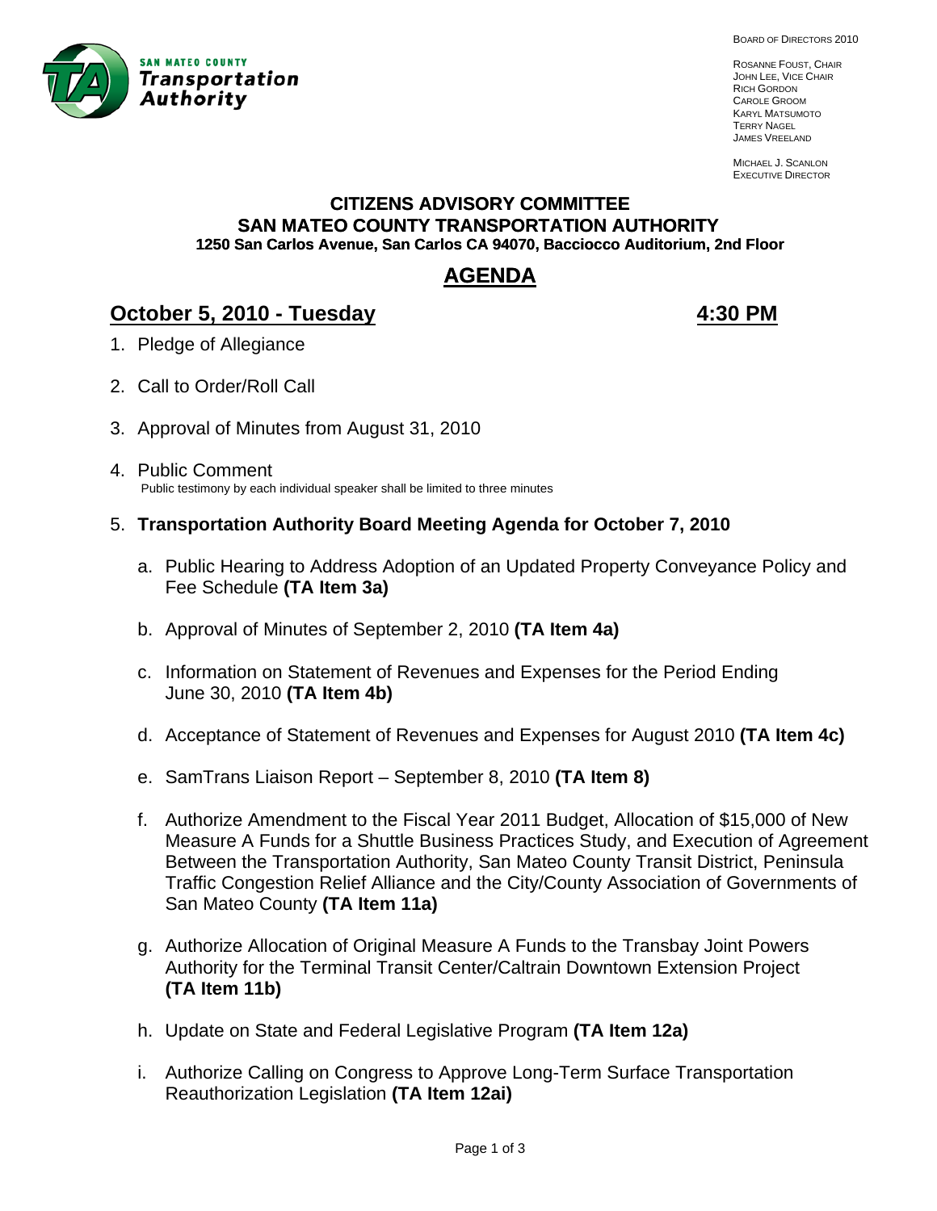SAN MATEO COUNTY
**Transportation Authority**

BOARD OF DIRECTORS 2010

ROSANNE FOUST, CHAIR
JOHN LEE, VICE CHAIR
RICH GORDON
CAROLE GROOM
KARYL MATSUMOTO
TERRY NAGEL
JAMES VREELAND

MICHAEL J. SCANLON
EXECUTIVE DIRECTOR

## CITIZENS ADVISORY COMMITTEE
## SAN MATEO COUNTY TRANSPORTATION AUTHORITY
**1250 San Carlos Avenue, San Carlos CA 94070, Bacciocco Auditorium, 2nd Floor**

# AGENDA

## October 5, 2010 - Tuesday 4:30 PM

1. Pledge of Allegiance

2. Call to Order/Roll Call

3. Approval of Minutes from August 31, 2010

4. Public Comment
   Public testimony by each individual speaker shall be limited to three minutes

5. **Transportation Authority Board Meeting Agenda for October 7, 2010**

   a. Public Hearing to Address Adoption of an Updated Property Conveyance Policy and Fee Schedule **(TA Item 3a)**

   b. Approval of Minutes of September 2, 2010 **(TA Item 4a)**

   c. Information on Statement of Revenues and Expenses for the Period Ending June 30, 2010 **(TA Item 4b)**

   d. Acceptance of Statement of Revenues and Expenses for August 2010 **(TA Item 4c)**

   e. SamTrans Liaison Report – September 8, 2010 **(TA Item 8)**

   f. Authorize Amendment to the Fiscal Year 2011 Budget, Allocation of $15,000 of New Measure A Funds for a Shuttle Business Practices Study, and Execution of Agreement Between the Transportation Authority, San Mateo County Transit District, Peninsula Traffic Congestion Relief Alliance and the City/County Association of Governments of San Mateo County **(TA Item 11a)**

   g. Authorize Allocation of Original Measure A Funds to the Transbay Joint Powers Authority for the Terminal Transit Center/Caltrain Downtown Extension Project **(TA Item 11b)**

   h. Update on State and Federal Legislative Program **(TA Item 12a)**

   i. Authorize Calling on Congress to Approve Long-Term Surface Transportation Reauthorization Legislation **(TA Item 12ai)**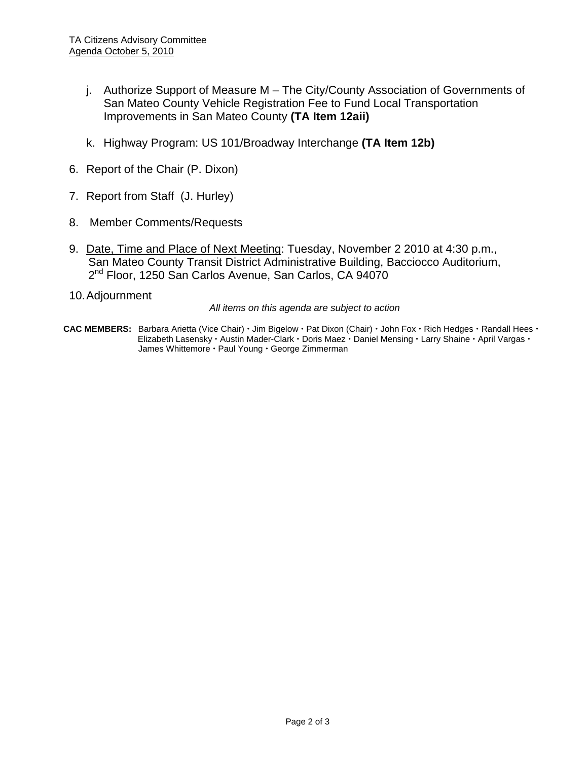j. Authorize Support of Measure M – The City/County Association of Governments of San Mateo County Vehicle Registration Fee to Fund Local Transportation Improvements in San Mateo County **(TA Item 12aii)**

k. Highway Program: US 101/Broadway Interchange **(TA Item 12b)**

6. Report of the Chair (P. Dixon)

7. Report from Staff (J. Hurley)

8. Member Comments/Requests

9. Date, Time and Place of Next Meeting: Tuesday, November 2 2010 at 4:30 p.m., San Mateo County Transit District Administrative Building, Bacciocco Auditorium, 2nd Floor, 1250 San Carlos Avenue, San Carlos, CA 94070

10. Adjournment

*All items on this agenda are subject to action*

**CAC MEMBERS:** Barbara Arietta (Vice Chair) • Jim Bigelow • Pat Dixon (Chair) • John Fox • Rich Hedges • Randall Hees • Elizabeth Lasensky • Austin Mader-Clark • Doris Maez • Daniel Mensing • Larry Shaine • April Vargas • James Whittemore • Paul Young • George Zimmerman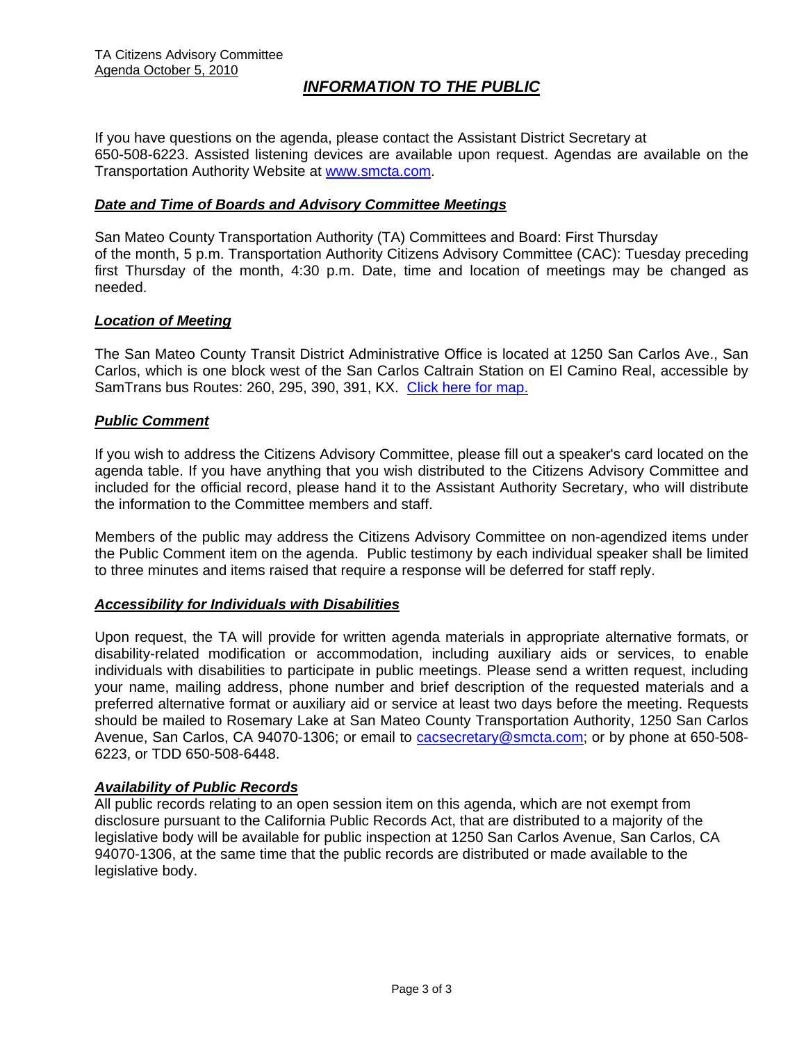TA Citizens Advisory Committee
Agenda October 5, 2010

# *INFORMATION TO THE PUBLIC*

If you have questions on the agenda, please contact the Assistant District Secretary at 650-508-6223. Assisted listening devices are available upon request. Agendas are available on the Transportation Authority Website at www.smcta.com.

### *Date and Time of Boards and Advisory Committee Meetings*

San Mateo County Transportation Authority (TA) Committees and Board: First Thursday of the month, 5 p.m. Transportation Authority Citizens Advisory Committee (CAC): Tuesday preceding first Thursday of the month, 4:30 p.m. Date, time and location of meetings may be changed as needed.

### *Location of Meeting*

The San Mateo County Transit District Administrative Office is located at 1250 San Carlos Ave., San Carlos, which is one block west of the San Carlos Caltrain Station on El Camino Real, accessible by SamTrans bus Routes: 260, 295, 390, 391, KX. Click here for map.

### *Public Comment*

If you wish to address the Citizens Advisory Committee, please fill out a speaker's card located on the agenda table. If you have anything that you wish distributed to the Citizens Advisory Committee and included for the official record, please hand it to the Assistant Authority Secretary, who will distribute the information to the Committee members and staff.

Members of the public may address the Citizens Advisory Committee on non-agendized items under the Public Comment item on the agenda. Public testimony by each individual speaker shall be limited to three minutes and items raised that require a response will be deferred for staff reply.

### *Accessibility for Individuals with Disabilities*

Upon request, the TA will provide for written agenda materials in appropriate alternative formats, or disability-related modification or accommodation, including auxiliary aids or services, to enable individuals with disabilities to participate in public meetings. Please send a written request, including your name, mailing address, phone number and brief description of the requested materials and a preferred alternative format or auxiliary aid or service at least two days before the meeting. Requests should be mailed to Rosemary Lake at San Mateo County Transportation Authority, 1250 San Carlos Avenue, San Carlos, CA 94070-1306; or email to cacsecretary@smcta.com; or by phone at 650-508-6223, or TDD 650-508-6448.

### *Availability of Public Records*

All public records relating to an open session item on this agenda, which are not exempt from disclosure pursuant to the California Public Records Act, that are distributed to a majority of the legislative body will be available for public inspection at 1250 San Carlos Avenue, San Carlos, CA 94070-1306, at the same time that the public records are distributed or made available to the legislative body.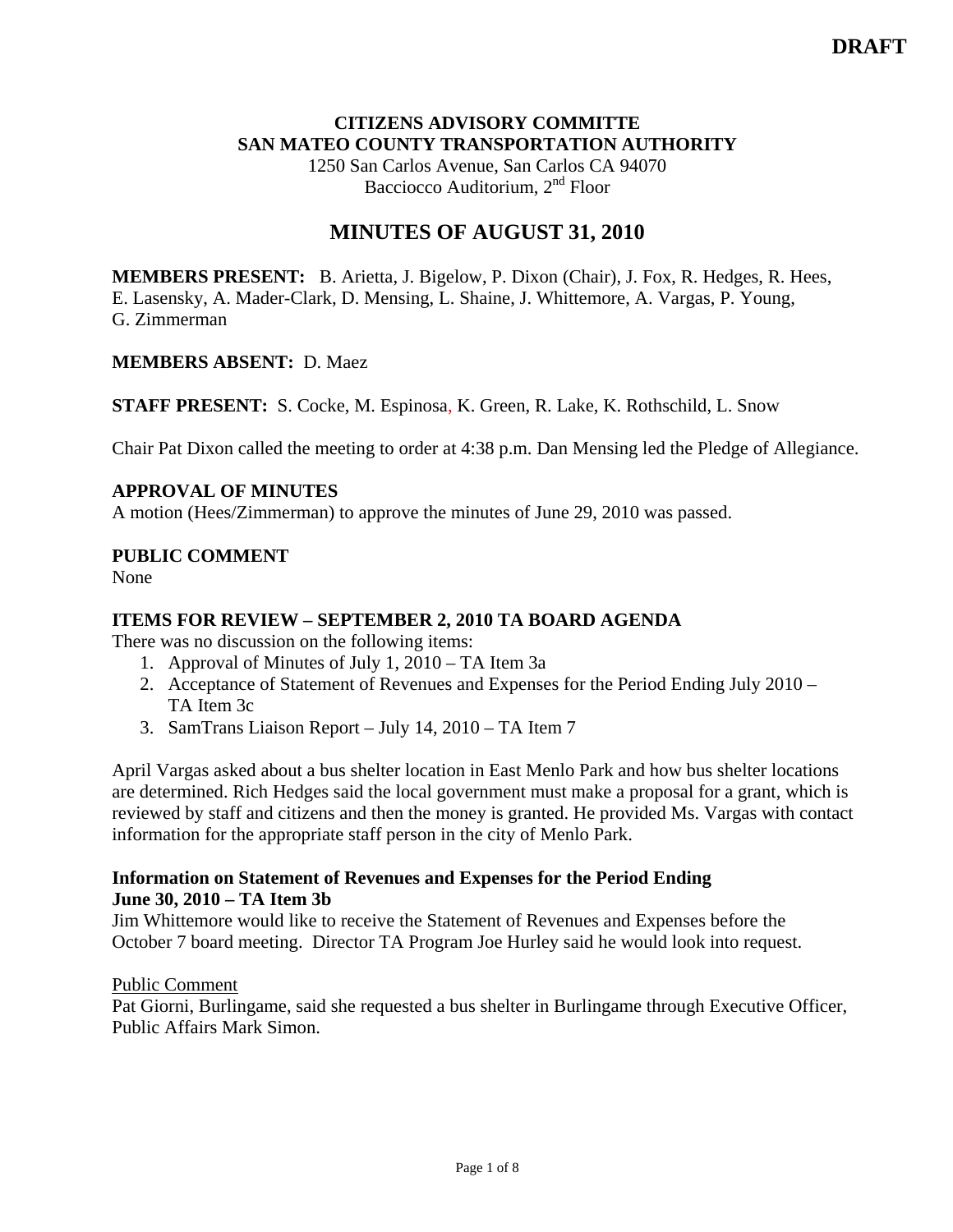**DRAFT**

**CITIZENS ADVISORY COMMITTE**
**SAN MATEO COUNTY TRANSPORTATION AUTHORITY**
1250 San Carlos Avenue, San Carlos CA 94070
Bacciocco Auditorium, 2nd Floor

# MINUTES OF AUGUST 31, 2010

**MEMBERS PRESENT:** B. Arietta, J. Bigelow, P. Dixon (Chair), J. Fox, R. Hedges, R. Hees, E. Lasensky, A. Mader-Clark, D. Mensing, L. Shaine, J. Whittemore, A. Vargas, P. Young, G. Zimmerman

**MEMBERS ABSENT:** D. Maez

**STAFF PRESENT:** S. Cocke, M. Espinosa, K. Green, R. Lake, K. Rothschild, L. Snow

Chair Pat Dixon called the meeting to order at 4:38 p.m. Dan Mensing led the Pledge of Allegiance.

**APPROVAL OF MINUTES**
A motion (Hees/Zimmerman) to approve the minutes of June 29, 2010 was passed.

**PUBLIC COMMENT**
None

**ITEMS FOR REVIEW – SEPTEMBER 2, 2010 TA BOARD AGENDA**
There was no discussion on the following items:

1. Approval of Minutes of July 1, 2010 – TA Item 3a
2. Acceptance of Statement of Revenues and Expenses for the Period Ending July 2010 – TA Item 3c
3. SamTrans Liaison Report – July 14, 2010 – TA Item 7

April Vargas asked about a bus shelter location in East Menlo Park and how bus shelter locations are determined. Rich Hedges said the local government must make a proposal for a grant, which is reviewed by staff and citizens and then the money is granted. He provided Ms. Vargas with contact information for the appropriate staff person in the city of Menlo Park.

**Information on Statement of Revenues and Expenses for the Period Ending June 30, 2010 – TA Item 3b**
Jim Whittemore would like to receive the Statement of Revenues and Expenses before the October 7 board meeting. Director TA Program Joe Hurley said he would look into request.

Public Comment
Pat Giorni, Burlingame, said she requested a bus shelter in Burlingame through Executive Officer, Public Affairs Mark Simon.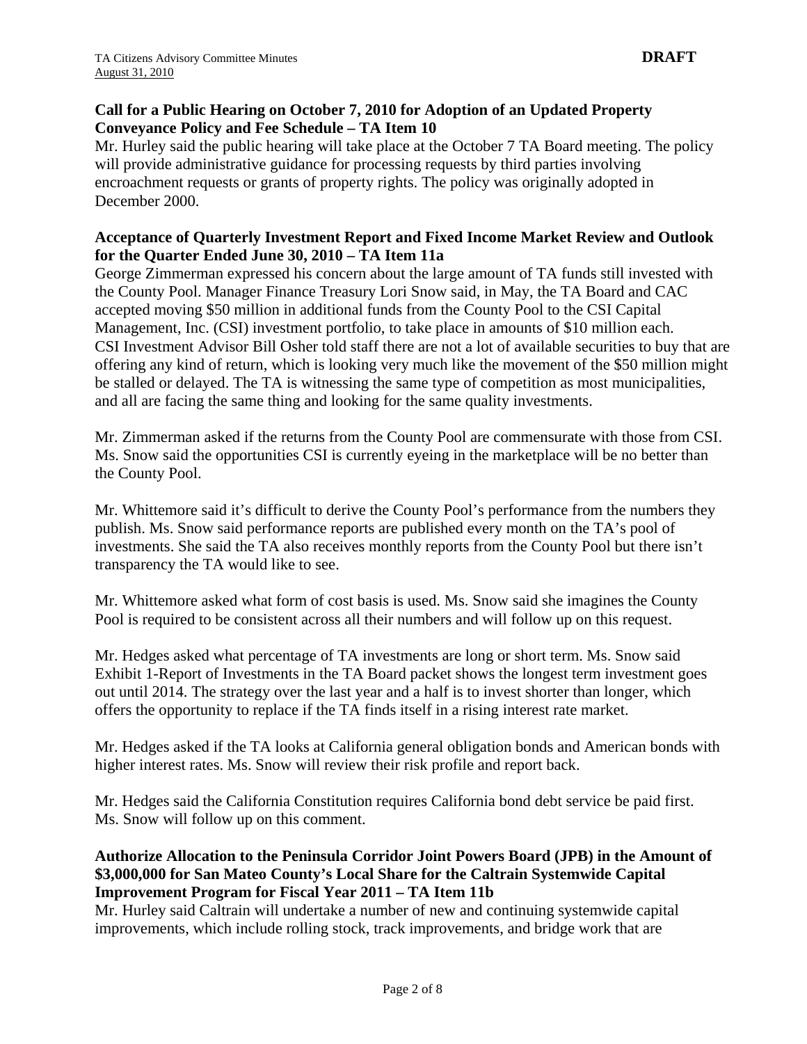**Call for a Public Hearing on October 7, 2010 for Adoption of an Updated Property Conveyance Policy and Fee Schedule – TA Item 10**

Mr. Hurley said the public hearing will take place at the October 7 TA Board meeting. The policy will provide administrative guidance for processing requests by third parties involving encroachment requests or grants of property rights. The policy was originally adopted in December 2000.

**Acceptance of Quarterly Investment Report and Fixed Income Market Review and Outlook for the Quarter Ended June 30, 2010 – TA Item 11a**

George Zimmerman expressed his concern about the large amount of TA funds still invested with the County Pool. Manager Finance Treasury Lori Snow said, in May, the TA Board and CAC accepted moving $50 million in additional funds from the County Pool to the CSI Capital Management, Inc. (CSI) investment portfolio, to take place in amounts of $10 million each. CSI Investment Advisor Bill Osher told staff there are not a lot of available securities to buy that are offering any kind of return, which is looking very much like the movement of the $50 million might be stalled or delayed. The TA is witnessing the same type of competition as most municipalities, and all are facing the same thing and looking for the same quality investments.

Mr. Zimmerman asked if the returns from the County Pool are commensurate with those from CSI. Ms. Snow said the opportunities CSI is currently eyeing in the marketplace will be no better than the County Pool.

Mr. Whittemore said it's difficult to derive the County Pool's performance from the numbers they publish. Ms. Snow said performance reports are published every month on the TA's pool of investments. She said the TA also receives monthly reports from the County Pool but there isn't transparency the TA would like to see.

Mr. Whittemore asked what form of cost basis is used. Ms. Snow said she imagines the County Pool is required to be consistent across all their numbers and will follow up on this request.

Mr. Hedges asked what percentage of TA investments are long or short term. Ms. Snow said Exhibit 1-Report of Investments in the TA Board packet shows the longest term investment goes out until 2014. The strategy over the last year and a half is to invest shorter than longer, which offers the opportunity to replace if the TA finds itself in a rising interest rate market.

Mr. Hedges asked if the TA looks at California general obligation bonds and American bonds with higher interest rates. Ms. Snow will review their risk profile and report back.

Mr. Hedges said the California Constitution requires California bond debt service be paid first. Ms. Snow will follow up on this comment.

**Authorize Allocation to the Peninsula Corridor Joint Powers Board (JPB) in the Amount of $3,000,000 for San Mateo County's Local Share for the Caltrain Systemwide Capital Improvement Program for Fiscal Year 2011 – TA Item 11b**

Mr. Hurley said Caltrain will undertake a number of new and continuing systemwide capital improvements, which include rolling stock, track improvements, and bridge work that are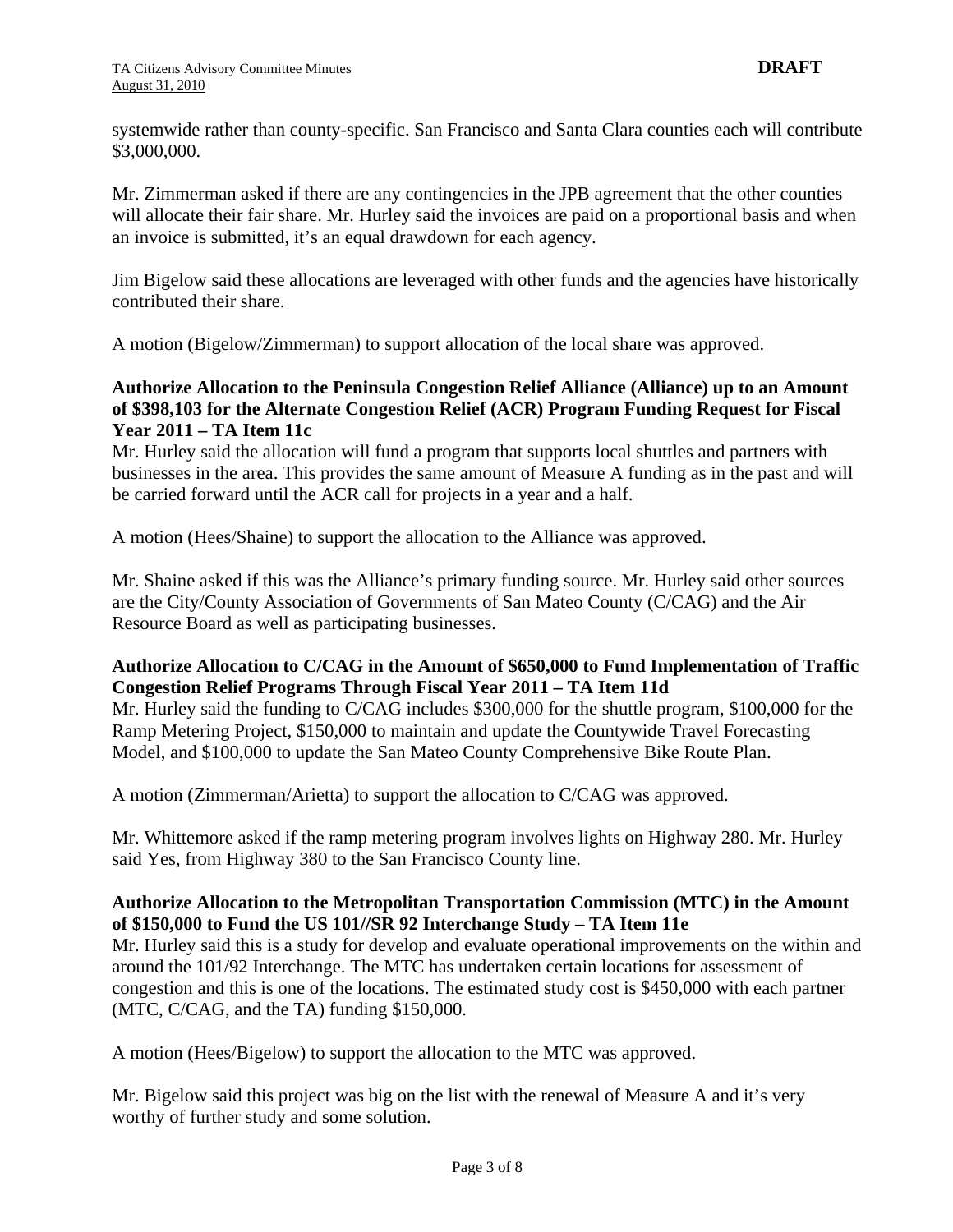systemwide rather than county-specific. San Francisco and Santa Clara counties each will contribute $3,000,000.

Mr. Zimmerman asked if there are any contingencies in the JPB agreement that the other counties will allocate their fair share. Mr. Hurley said the invoices are paid on a proportional basis and when an invoice is submitted, it's an equal drawdown for each agency.

Jim Bigelow said these allocations are leveraged with other funds and the agencies have historically contributed their share.

A motion (Bigelow/Zimmerman) to support allocation of the local share was approved.

**Authorize Allocation to the Peninsula Congestion Relief Alliance (Alliance) up to an Amount of $398,103 for the Alternate Congestion Relief (ACR) Program Funding Request for Fiscal Year 2011 – TA Item 11c**

Mr. Hurley said the allocation will fund a program that supports local shuttles and partners with businesses in the area. This provides the same amount of Measure A funding as in the past and will be carried forward until the ACR call for projects in a year and a half.

A motion (Hees/Shaine) to support the allocation to the Alliance was approved.

Mr. Shaine asked if this was the Alliance's primary funding source. Mr. Hurley said other sources are the City/County Association of Governments of San Mateo County (C/CAG) and the Air Resource Board as well as participating businesses.

**Authorize Allocation to C/CAG in the Amount of $650,000 to Fund Implementation of Traffic Congestion Relief Programs Through Fiscal Year 2011 – TA Item 11d**

Mr. Hurley said the funding to C/CAG includes $300,000 for the shuttle program, $100,000 for the Ramp Metering Project, $150,000 to maintain and update the Countywide Travel Forecasting Model, and $100,000 to update the San Mateo County Comprehensive Bike Route Plan.

A motion (Zimmerman/Arietta) to support the allocation to C/CAG was approved.

Mr. Whittemore asked if the ramp metering program involves lights on Highway 280. Mr. Hurley said Yes, from Highway 380 to the San Francisco County line.

**Authorize Allocation to the Metropolitan Transportation Commission (MTC) in the Amount of $150,000 to Fund the US 101//SR 92 Interchange Study – TA Item 11e**

Mr. Hurley said this is a study for develop and evaluate operational improvements on the within and around the 101/92 Interchange. The MTC has undertaken certain locations for assessment of congestion and this is one of the locations. The estimated study cost is $450,000 with each partner (MTC, C/CAG, and the TA) funding $150,000.

A motion (Hees/Bigelow) to support the allocation to the MTC was approved.

Mr. Bigelow said this project was big on the list with the renewal of Measure A and it's very worthy of further study and some solution.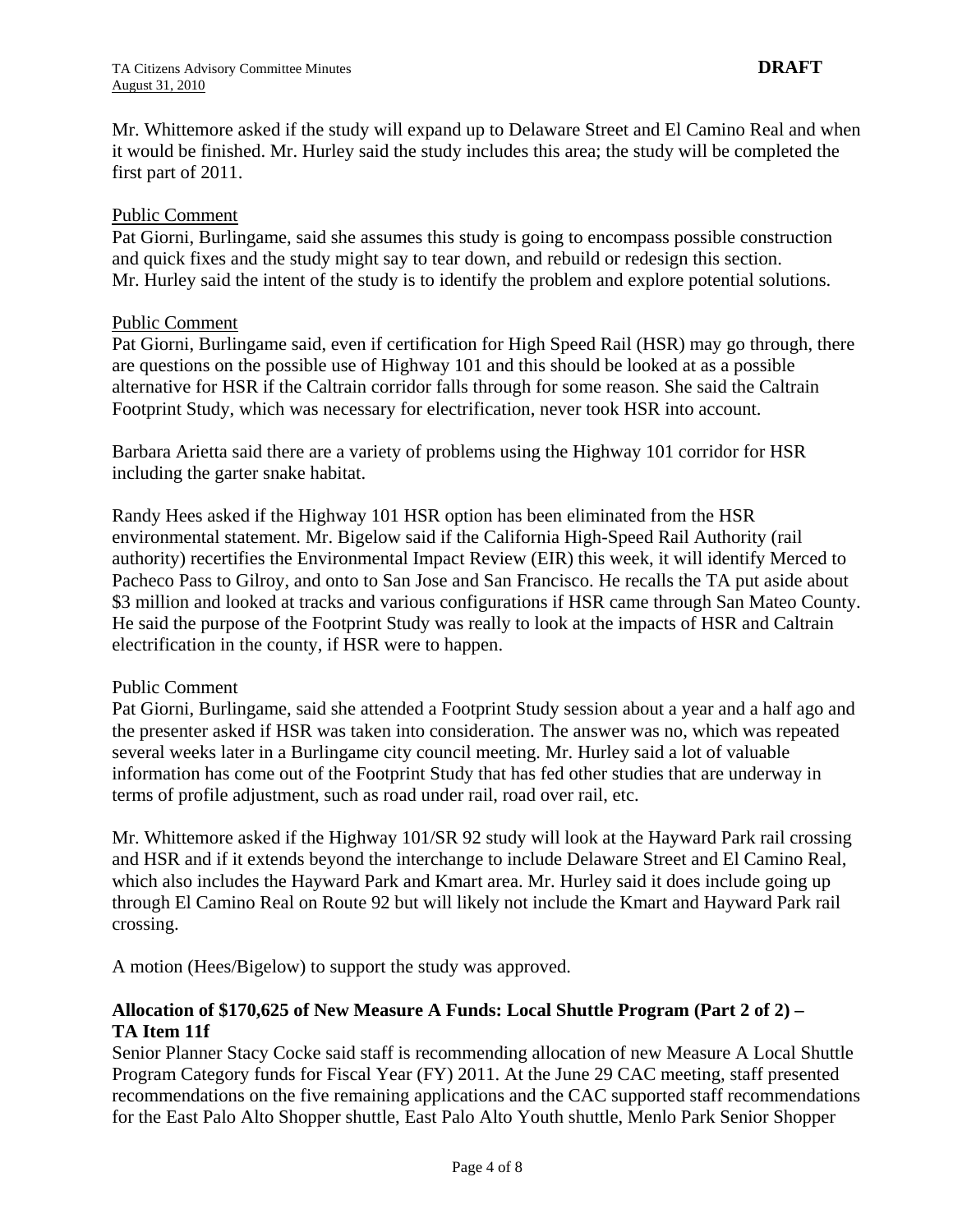Mr. Whittemore asked if the study will expand up to Delaware Street and El Camino Real and when it would be finished. Mr. Hurley said the study includes this area; the study will be completed the first part of 2011.

Public Comment

Pat Giorni, Burlingame, said she assumes this study is going to encompass possible construction and quick fixes and the study might say to tear down, and rebuild or redesign this section. Mr. Hurley said the intent of the study is to identify the problem and explore potential solutions.

Public Comment

Pat Giorni, Burlingame said, even if certification for High Speed Rail (HSR) may go through, there are questions on the possible use of Highway 101 and this should be looked at as a possible alternative for HSR if the Caltrain corridor falls through for some reason. She said the Caltrain Footprint Study, which was necessary for electrification, never took HSR into account.

Barbara Arietta said there are a variety of problems using the Highway 101 corridor for HSR including the garter snake habitat.

Randy Hees asked if the Highway 101 HSR option has been eliminated from the HSR environmental statement. Mr. Bigelow said if the California High-Speed Rail Authority (rail authority) recertifies the Environmental Impact Review (EIR) this week, it will identify Merced to Pacheco Pass to Gilroy, and onto to San Jose and San Francisco. He recalls the TA put aside about \$3 million and looked at tracks and various configurations if HSR came through San Mateo County. He said the purpose of the Footprint Study was really to look at the impacts of HSR and Caltrain electrification in the county, if HSR were to happen.

Public Comment

Pat Giorni, Burlingame, said she attended a Footprint Study session about a year and a half ago and the presenter asked if HSR was taken into consideration. The answer was no, which was repeated several weeks later in a Burlingame city council meeting. Mr. Hurley said a lot of valuable information has come out of the Footprint Study that has fed other studies that are underway in terms of profile adjustment, such as road under rail, road over rail, etc.

Mr. Whittemore asked if the Highway 101/SR 92 study will look at the Hayward Park rail crossing and HSR and if it extends beyond the interchange to include Delaware Street and El Camino Real, which also includes the Hayward Park and Kmart area. Mr. Hurley said it does include going up through El Camino Real on Route 92 but will likely not include the Kmart and Hayward Park rail crossing.

A motion (Hees/Bigelow) to support the study was approved.

**Allocation of \$170,625 of New Measure A Funds: Local Shuttle Program (Part 2 of 2) – TA Item 11f**

Senior Planner Stacy Cocke said staff is recommending allocation of new Measure A Local Shuttle Program Category funds for Fiscal Year (FY) 2011. At the June 29 CAC meeting, staff presented recommendations on the five remaining applications and the CAC supported staff recommendations for the East Palo Alto Shopper shuttle, East Palo Alto Youth shuttle, Menlo Park Senior Shopper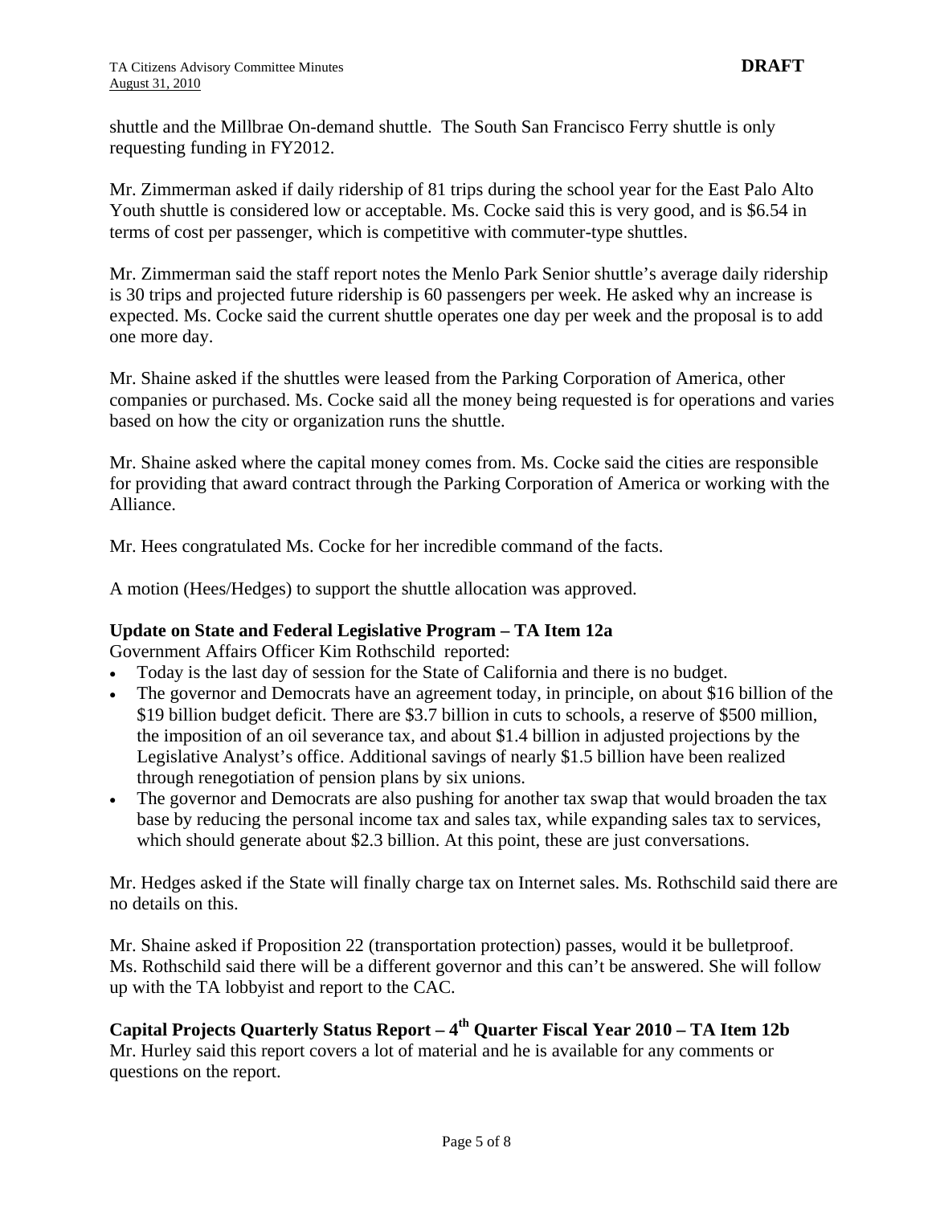shuttle and the Millbrae On-demand shuttle. The South San Francisco Ferry shuttle is only requesting funding in FY2012.

Mr. Zimmerman asked if daily ridership of 81 trips during the school year for the East Palo Alto Youth shuttle is considered low or acceptable. Ms. Cocke said this is very good, and is $6.54 in terms of cost per passenger, which is competitive with commuter-type shuttles.

Mr. Zimmerman said the staff report notes the Menlo Park Senior shuttle's average daily ridership is 30 trips and projected future ridership is 60 passengers per week. He asked why an increase is expected. Ms. Cocke said the current shuttle operates one day per week and the proposal is to add one more day.

Mr. Shaine asked if the shuttles were leased from the Parking Corporation of America, other companies or purchased. Ms. Cocke said all the money being requested is for operations and varies based on how the city or organization runs the shuttle.

Mr. Shaine asked where the capital money comes from. Ms. Cocke said the cities are responsible for providing that award contract through the Parking Corporation of America or working with the Alliance.

Mr. Hees congratulated Ms. Cocke for her incredible command of the facts.

A motion (Hees/Hedges) to support the shuttle allocation was approved.

**Update on State and Federal Legislative Program – TA Item 12a**
Government Affairs Officer Kim Rothschild reported:

- Today is the last day of session for the State of California and there is no budget.
- The governor and Democrats have an agreement today, in principle, on about $16 billion of the $19 billion budget deficit. There are $3.7 billion in cuts to schools, a reserve of $500 million, the imposition of an oil severance tax, and about $1.4 billion in adjusted projections by the Legislative Analyst's office. Additional savings of nearly $1.5 billion have been realized through renegotiation of pension plans by six unions.
- The governor and Democrats are also pushing for another tax swap that would broaden the tax base by reducing the personal income tax and sales tax, while expanding sales tax to services, which should generate about $2.3 billion. At this point, these are just conversations.

Mr. Hedges asked if the State will finally charge tax on Internet sales. Ms. Rothschild said there are no details on this.

Mr. Shaine asked if Proposition 22 (transportation protection) passes, would it be bulletproof. Ms. Rothschild said there will be a different governor and this can't be answered. She will follow up with the TA lobbyist and report to the CAC.

**Capital Projects Quarterly Status Report – 4th Quarter Fiscal Year 2010 – TA Item 12b**
Mr. Hurley said this report covers a lot of material and he is available for any comments or questions on the report.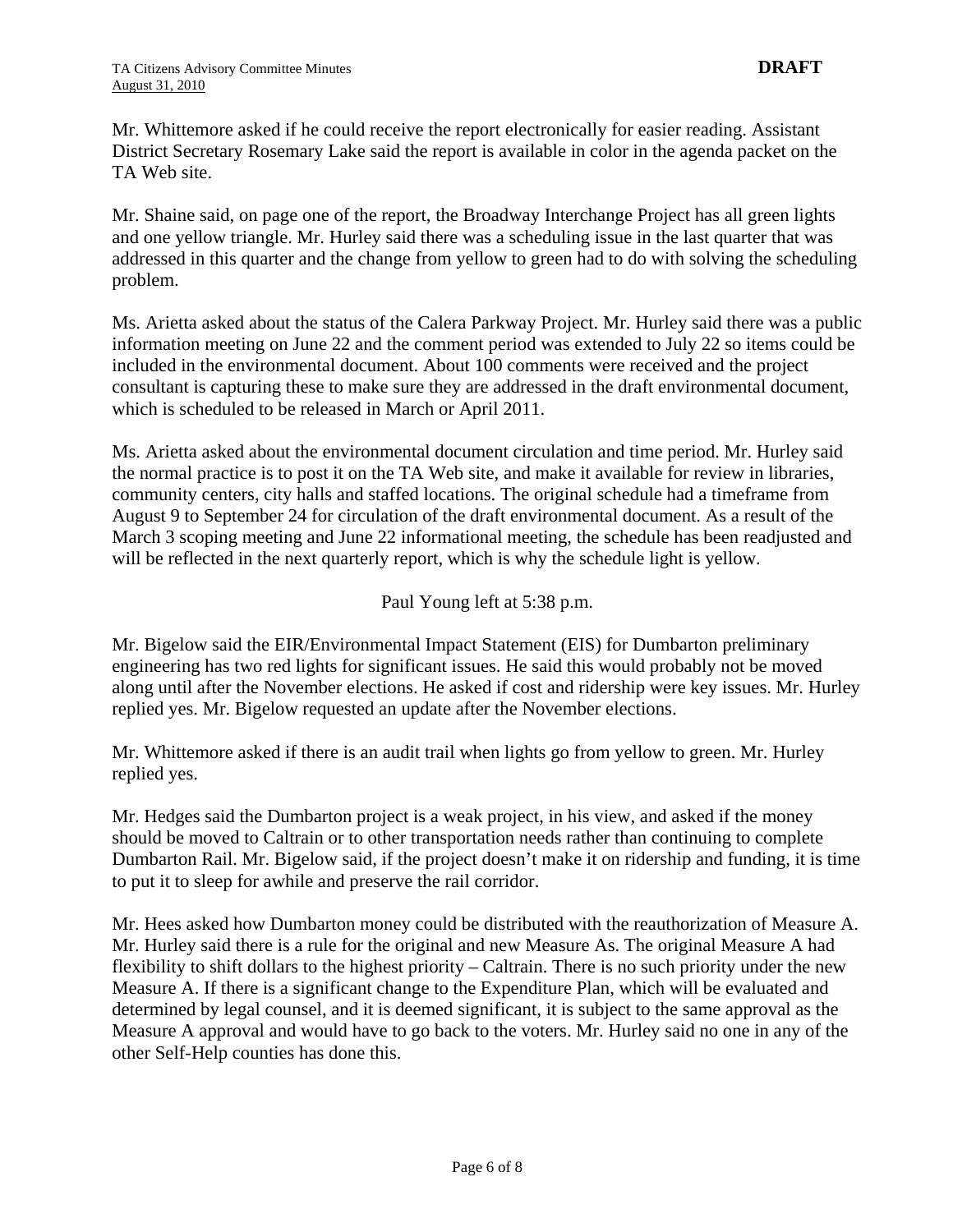Mr. Whittemore asked if he could receive the report electronically for easier reading. Assistant District Secretary Rosemary Lake said the report is available in color in the agenda packet on the TA Web site.

Mr. Shaine said, on page one of the report, the Broadway Interchange Project has all green lights and one yellow triangle. Mr. Hurley said there was a scheduling issue in the last quarter that was addressed in this quarter and the change from yellow to green had to do with solving the scheduling problem.

Ms. Arietta asked about the status of the Calera Parkway Project. Mr. Hurley said there was a public information meeting on June 22 and the comment period was extended to July 22 so items could be included in the environmental document. About 100 comments were received and the project consultant is capturing these to make sure they are addressed in the draft environmental document, which is scheduled to be released in March or April 2011.

Ms. Arietta asked about the environmental document circulation and time period. Mr. Hurley said the normal practice is to post it on the TA Web site, and make it available for review in libraries, community centers, city halls and staffed locations. The original schedule had a timeframe from August 9 to September 24 for circulation of the draft environmental document. As a result of the March 3 scoping meeting and June 22 informational meeting, the schedule has been readjusted and will be reflected in the next quarterly report, which is why the schedule light is yellow.

Paul Young left at 5:38 p.m.

Mr. Bigelow said the EIR/Environmental Impact Statement (EIS) for Dumbarton preliminary engineering has two red lights for significant issues. He said this would probably not be moved along until after the November elections. He asked if cost and ridership were key issues. Mr. Hurley replied yes. Mr. Bigelow requested an update after the November elections.

Mr. Whittemore asked if there is an audit trail when lights go from yellow to green. Mr. Hurley replied yes.

Mr. Hedges said the Dumbarton project is a weak project, in his view, and asked if the money should be moved to Caltrain or to other transportation needs rather than continuing to complete Dumbarton Rail. Mr. Bigelow said, if the project doesn't make it on ridership and funding, it is time to put it to sleep for awhile and preserve the rail corridor.

Mr. Hees asked how Dumbarton money could be distributed with the reauthorization of Measure A. Mr. Hurley said there is a rule for the original and new Measure As. The original Measure A had flexibility to shift dollars to the highest priority – Caltrain. There is no such priority under the new Measure A. If there is a significant change to the Expenditure Plan, which will be evaluated and determined by legal counsel, and it is deemed significant, it is subject to the same approval as the Measure A approval and would have to go back to the voters. Mr. Hurley said no one in any of the other Self-Help counties has done this.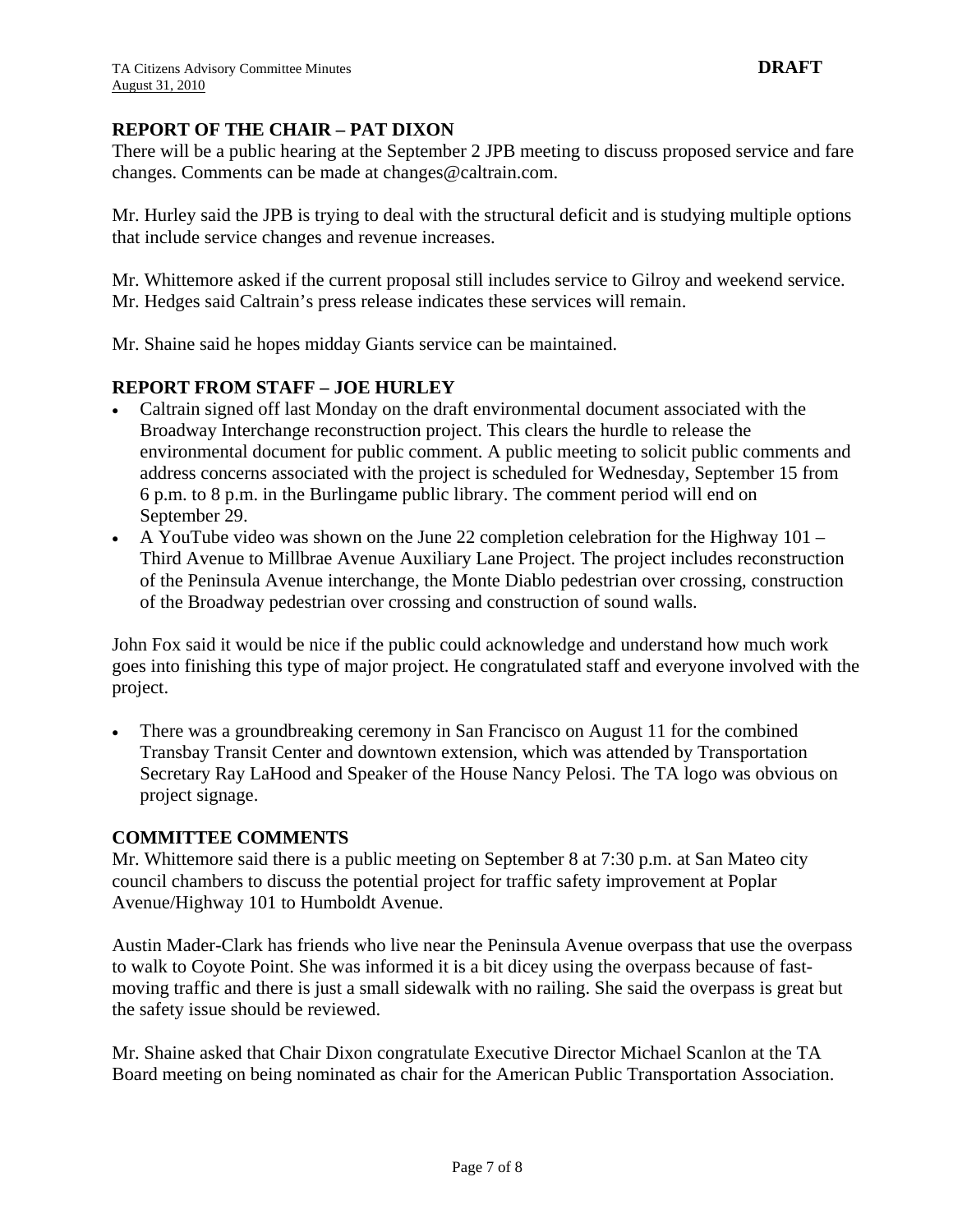## REPORT OF THE CHAIR – PAT DIXON

There will be a public hearing at the September 2 JPB meeting to discuss proposed service and fare changes. Comments can be made at changes@caltrain.com.

Mr. Hurley said the JPB is trying to deal with the structural deficit and is studying multiple options that include service changes and revenue increases.

Mr. Whittemore asked if the current proposal still includes service to Gilroy and weekend service. Mr. Hedges said Caltrain's press release indicates these services will remain.

Mr. Shaine said he hopes midday Giants service can be maintained.

## REPORT FROM STAFF – JOE HURLEY

- Caltrain signed off last Monday on the draft environmental document associated with the Broadway Interchange reconstruction project. This clears the hurdle to release the environmental document for public comment. A public meeting to solicit public comments and address concerns associated with the project is scheduled for Wednesday, September 15 from 6 p.m. to 8 p.m. in the Burlingame public library. The comment period will end on September 29.
- A YouTube video was shown on the June 22 completion celebration for the Highway 101 – Third Avenue to Millbrae Avenue Auxiliary Lane Project. The project includes reconstruction of the Peninsula Avenue interchange, the Monte Diablo pedestrian over crossing, construction of the Broadway pedestrian over crossing and construction of sound walls.

John Fox said it would be nice if the public could acknowledge and understand how much work goes into finishing this type of major project. He congratulated staff and everyone involved with the project.

- There was a groundbreaking ceremony in San Francisco on August 11 for the combined Transbay Transit Center and downtown extension, which was attended by Transportation Secretary Ray LaHood and Speaker of the House Nancy Pelosi. The TA logo was obvious on project signage.

## COMMITTEE COMMENTS

Mr. Whittemore said there is a public meeting on September 8 at 7:30 p.m. at San Mateo city council chambers to discuss the potential project for traffic safety improvement at Poplar Avenue/Highway 101 to Humboldt Avenue.

Austin Mader-Clark has friends who live near the Peninsula Avenue overpass that use the overpass to walk to Coyote Point. She was informed it is a bit dicey using the overpass because of fast-moving traffic and there is just a small sidewalk with no railing. She said the overpass is great but the safety issue should be reviewed.

Mr. Shaine asked that Chair Dixon congratulate Executive Director Michael Scanlon at the TA Board meeting on being nominated as chair for the American Public Transportation Association.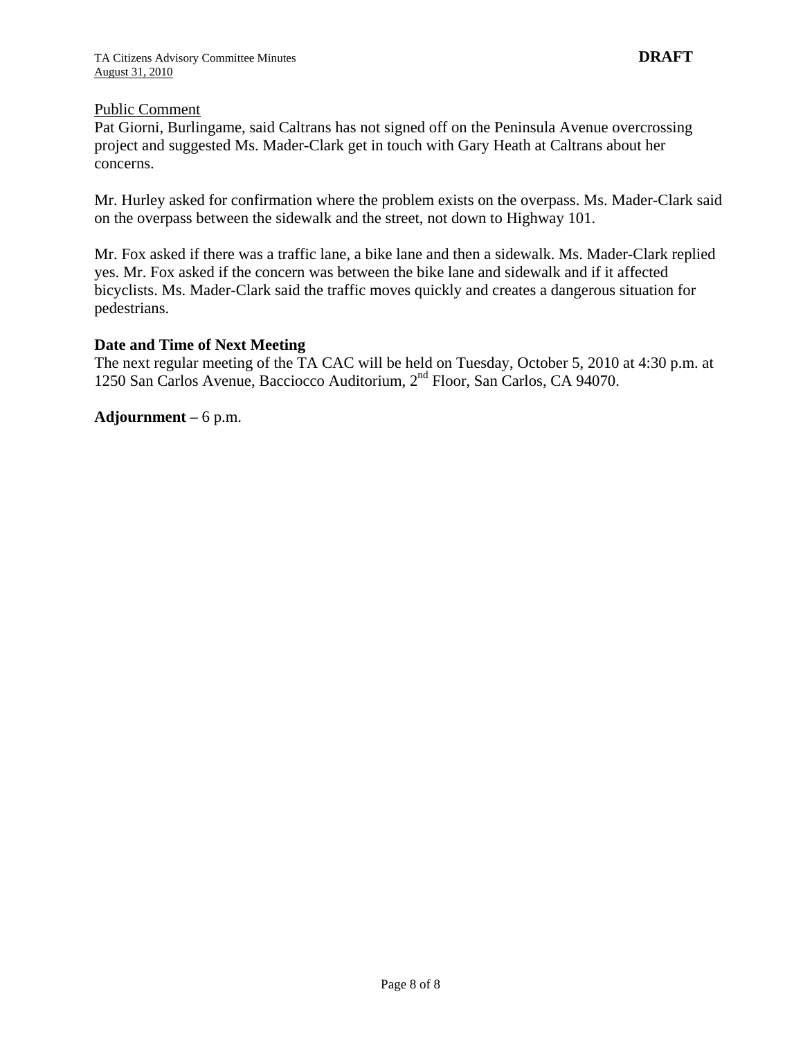Public Comment

Pat Giorni, Burlingame, said Caltrans has not signed off on the Peninsula Avenue overcrossing project and suggested Ms. Mader-Clark get in touch with Gary Heath at Caltrans about her concerns.

Mr. Hurley asked for confirmation where the problem exists on the overpass. Ms. Mader-Clark said on the overpass between the sidewalk and the street, not down to Highway 101.

Mr. Fox asked if there was a traffic lane, a bike lane and then a sidewalk. Ms. Mader-Clark replied yes. Mr. Fox asked if the concern was between the bike lane and sidewalk and if it affected bicyclists. Ms. Mader-Clark said the traffic moves quickly and creates a dangerous situation for pedestrians.

**Date and Time of Next Meeting**

The next regular meeting of the TA CAC will be held on Tuesday, October 5, 2010 at 4:30 p.m. at 1250 San Carlos Avenue, Bacciocco Auditorium, 2nd Floor, San Carlos, CA 94070.

**Adjournment –** 6 p.m.